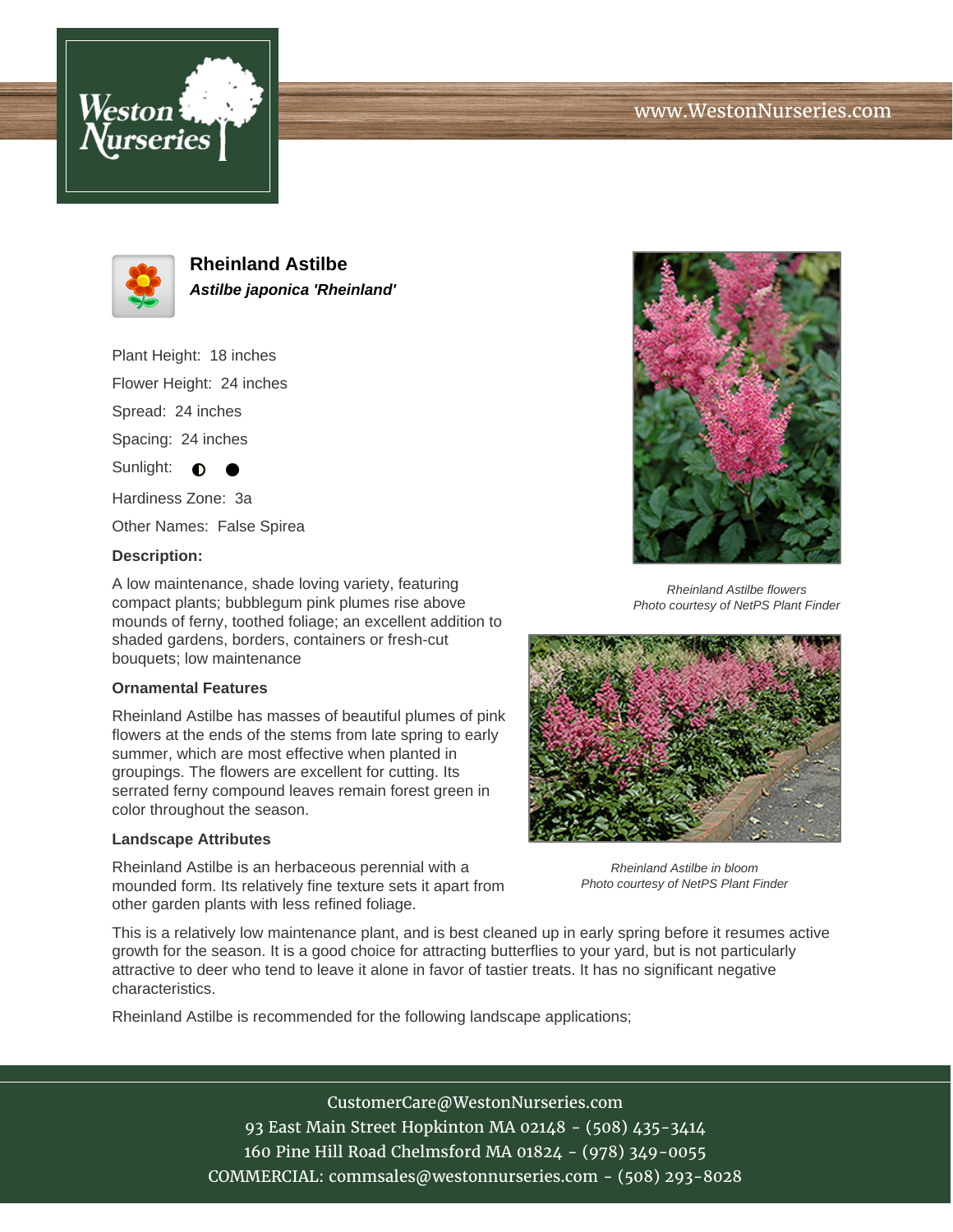# Rheinland Astilbe

***Astilbe japonica 'Rheinland'***

Plant Height: 18 inches

Flower Height: 24 inches

Spread: 24 inches

Spacing: 24 inches

Sunlight: ◐ ●

Hardiness Zone: 3a

Other Names: False Spirea

**Description:**

A low maintenance, shade loving variety, featuring compact plants; bubblegum pink plumes rise above mounds of ferny, toothed foliage; an excellent addition to shaded gardens, borders, containers or fresh-cut bouquets; low maintenance

*Rheinland Astilbe flowers*
*Photo courtesy of NetPS Plant Finder*

### Ornamental Features

Rheinland Astilbe has masses of beautiful plumes of pink flowers at the ends of the stems from late spring to early summer, which are most effective when planted in groupings. The flowers are excellent for cutting. Its serrated ferny compound leaves remain forest green in color throughout the season.

*Rheinland Astilbe in bloom*
*Photo courtesy of NetPS Plant Finder*

### Landscape Attributes

Rheinland Astilbe is an herbaceous perennial with a mounded form. Its relatively fine texture sets it apart from other garden plants with less refined foliage.

This is a relatively low maintenance plant, and is best cleaned up in early spring before it resumes active growth for the season. It is a good choice for attracting butterflies to your yard, but is not particularly attractive to deer who tend to leave it alone in favor of tastier treats. It has no significant negative characteristics.

Rheinland Astilbe is recommended for the following landscape applications;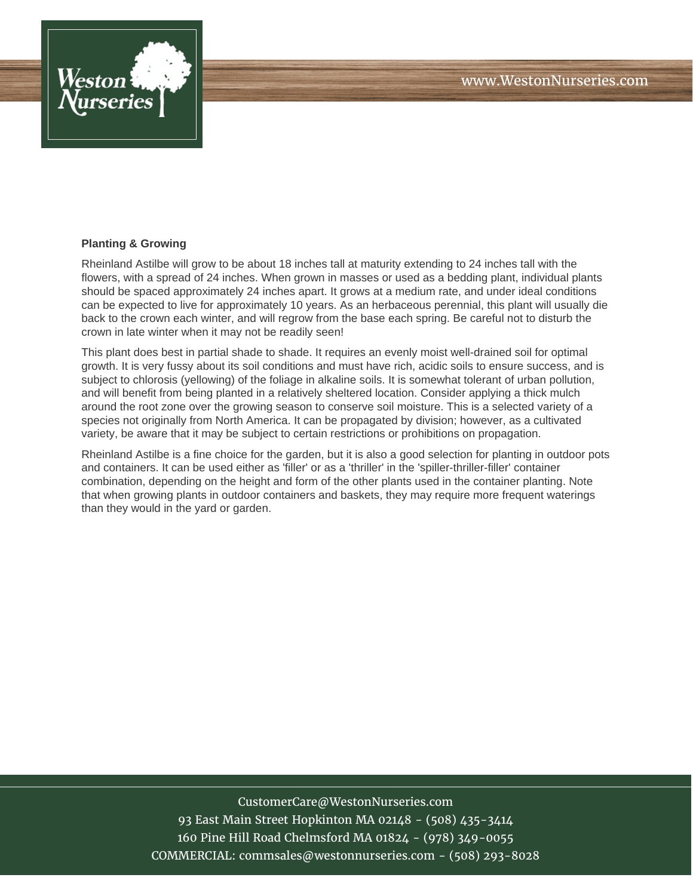## Planting & Growing

Rheinland Astilbe will grow to be about 18 inches tall at maturity extending to 24 inches tall with the flowers, with a spread of 24 inches. When grown in masses or used as a bedding plant, individual plants should be spaced approximately 24 inches apart. It grows at a medium rate, and under ideal conditions can be expected to live for approximately 10 years. As an herbaceous perennial, this plant will usually die back to the crown each winter, and will regrow from the base each spring. Be careful not to disturb the crown in late winter when it may not be readily seen!

This plant does best in partial shade to shade. It requires an evenly moist well-drained soil for optimal growth. It is very fussy about its soil conditions and must have rich, acidic soils to ensure success, and is subject to chlorosis (yellowing) of the foliage in alkaline soils. It is somewhat tolerant of urban pollution, and will benefit from being planted in a relatively sheltered location. Consider applying a thick mulch around the root zone over the growing season to conserve soil moisture. This is a selected variety of a species not originally from North America. It can be propagated by division; however, as a cultivated variety, be aware that it may be subject to certain restrictions or prohibitions on propagation.

Rheinland Astilbe is a fine choice for the garden, but it is also a good selection for planting in outdoor pots and containers. It can be used either as 'filler' or as a 'thriller' in the 'spiller-thriller-filler' container combination, depending on the height and form of the other plants used in the container planting. Note that when growing plants in outdoor containers and baskets, they may require more frequent waterings than they would in the yard or garden.